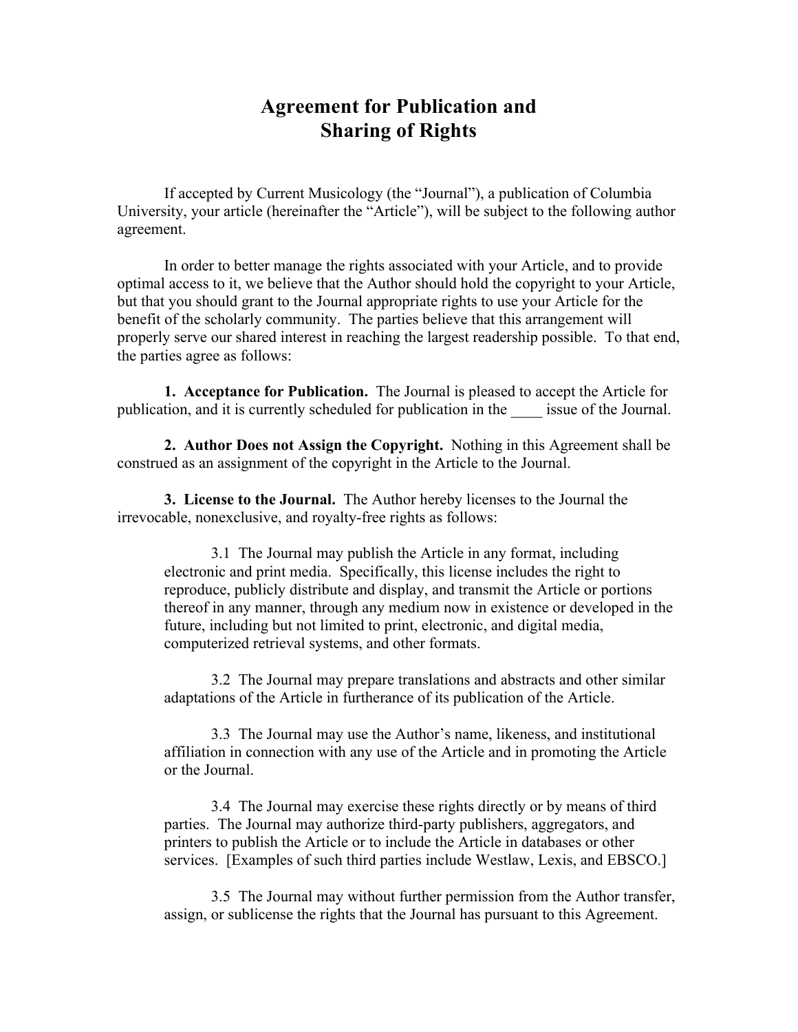# Agreement for Publication and Sharing of Rights

If accepted by Current Musicology (the "Journal"), a publication of Columbia University, your article (hereinafter the "Article"), will be subject to the following author agreement.

In order to better manage the rights associated with your Article, and to provide optimal access to it, we believe that the Author should hold the copyright to your Article, but that you should grant to the Journal appropriate rights to use your Article for the benefit of the scholarly community. The parties believe that this arrangement will properly serve our shared interest in reaching the largest readership possible. To that end, the parties agree as follows:

**1. Acceptance for Publication.** The Journal is pleased to accept the Article for publication, and it is currently scheduled for publication in the ____ issue of the Journal.

**2. Author Does not Assign the Copyright.** Nothing in this Agreement shall be construed as an assignment of the copyright in the Article to the Journal.

**3. License to the Journal.** The Author hereby licenses to the Journal the irrevocable, nonexclusive, and royalty-free rights as follows:

3.1 The Journal may publish the Article in any format, including electronic and print media. Specifically, this license includes the right to reproduce, publicly distribute and display, and transmit the Article or portions thereof in any manner, through any medium now in existence or developed in the future, including but not limited to print, electronic, and digital media, computerized retrieval systems, and other formats.

3.2 The Journal may prepare translations and abstracts and other similar adaptations of the Article in furtherance of its publication of the Article.

3.3 The Journal may use the Author's name, likeness, and institutional affiliation in connection with any use of the Article and in promoting the Article or the Journal.

3.4 The Journal may exercise these rights directly or by means of third parties. The Journal may authorize third-party publishers, aggregators, and printers to publish the Article or to include the Article in databases or other services. [Examples of such third parties include Westlaw, Lexis, and EBSCO.]

3.5 The Journal may without further permission from the Author transfer, assign, or sublicense the rights that the Journal has pursuant to this Agreement.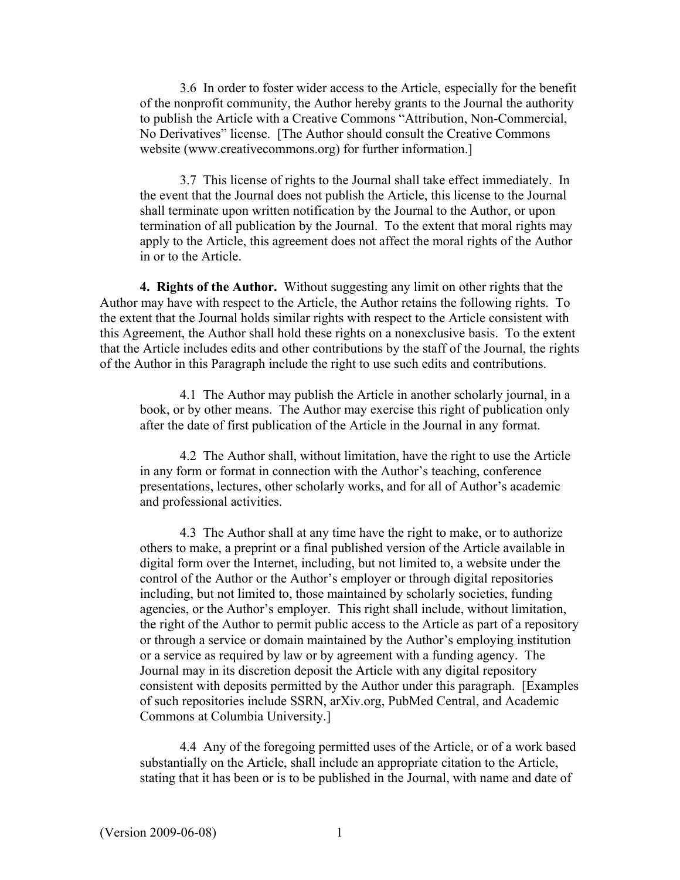3.6 In order to foster wider access to the Article, especially for the benefit of the nonprofit community, the Author hereby grants to the Journal the authority to publish the Article with a Creative Commons "Attribution, Non-Commercial, No Derivatives" license. [The Author should consult the Creative Commons website (www.creativecommons.org) for further information.]

3.7 This license of rights to the Journal shall take effect immediately. In the event that the Journal does not publish the Article, this license to the Journal shall terminate upon written notification by the Journal to the Author, or upon termination of all publication by the Journal. To the extent that moral rights may apply to the Article, this agreement does not affect the moral rights of the Author in or to the Article.

**4. Rights of the Author.** Without suggesting any limit on other rights that the Author may have with respect to the Article, the Author retains the following rights. To the extent that the Journal holds similar rights with respect to the Article consistent with this Agreement, the Author shall hold these rights on a nonexclusive basis. To the extent that the Article includes edits and other contributions by the staff of the Journal, the rights of the Author in this Paragraph include the right to use such edits and contributions.

4.1 The Author may publish the Article in another scholarly journal, in a book, or by other means. The Author may exercise this right of publication only after the date of first publication of the Article in the Journal in any format.

4.2 The Author shall, without limitation, have the right to use the Article in any form or format in connection with the Author's teaching, conference presentations, lectures, other scholarly works, and for all of Author's academic and professional activities.

4.3 The Author shall at any time have the right to make, or to authorize others to make, a preprint or a final published version of the Article available in digital form over the Internet, including, but not limited to, a website under the control of the Author or the Author's employer or through digital repositories including, but not limited to, those maintained by scholarly societies, funding agencies, or the Author's employer. This right shall include, without limitation, the right of the Author to permit public access to the Article as part of a repository or through a service or domain maintained by the Author's employing institution or a service as required by law or by agreement with a funding agency. The Journal may in its discretion deposit the Article with any digital repository consistent with deposits permitted by the Author under this paragraph. [Examples of such repositories include SSRN, arXiv.org, PubMed Central, and Academic Commons at Columbia University.]

4.4 Any of the foregoing permitted uses of the Article, or of a work based substantially on the Article, shall include an appropriate citation to the Article, stating that it has been or is to be published in the Journal, with name and date of

(Version 2009-06-08)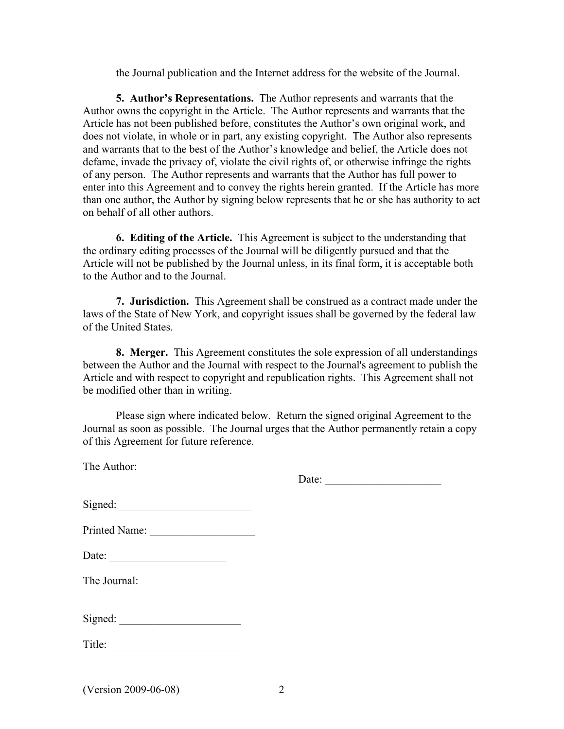the Journal publication and the Internet address for the website of the Journal.

**5. Author's Representations.** The Author represents and warrants that the Author owns the copyright in the Article. The Author represents and warrants that the Article has not been published before, constitutes the Author's own original work, and does not violate, in whole or in part, any existing copyright. The Author also represents and warrants that to the best of the Author's knowledge and belief, the Article does not defame, invade the privacy of, violate the civil rights of, or otherwise infringe the rights of any person. The Author represents and warrants that the Author has full power to enter into this Agreement and to convey the rights herein granted. If the Article has more than one author, the Author by signing below represents that he or she has authority to act on behalf of all other authors.

**6. Editing of the Article.** This Agreement is subject to the understanding that the ordinary editing processes of the Journal will be diligently pursued and that the Article will not be published by the Journal unless, in its final form, it is acceptable both to the Author and to the Journal.

**7. Jurisdiction.** This Agreement shall be construed as a contract made under the laws of the State of New York, and copyright issues shall be governed by the federal law of the United States.

**8. Merger.** This Agreement constitutes the sole expression of all understandings between the Author and the Journal with respect to the Journal's agreement to publish the Article and with respect to copyright and republication rights. This Agreement shall not be modified other than in writing.

Please sign where indicated below. Return the signed original Agreement to the Journal as soon as possible. The Journal urges that the Author permanently retain a copy of this Agreement for future reference.

The Author:

Date: _____________________

Signed: ________________________

Printed Name: __________________

Date: _____________________

The Journal:

Signed: _____________________

Title: _______________________

(Version 2009-06-08)